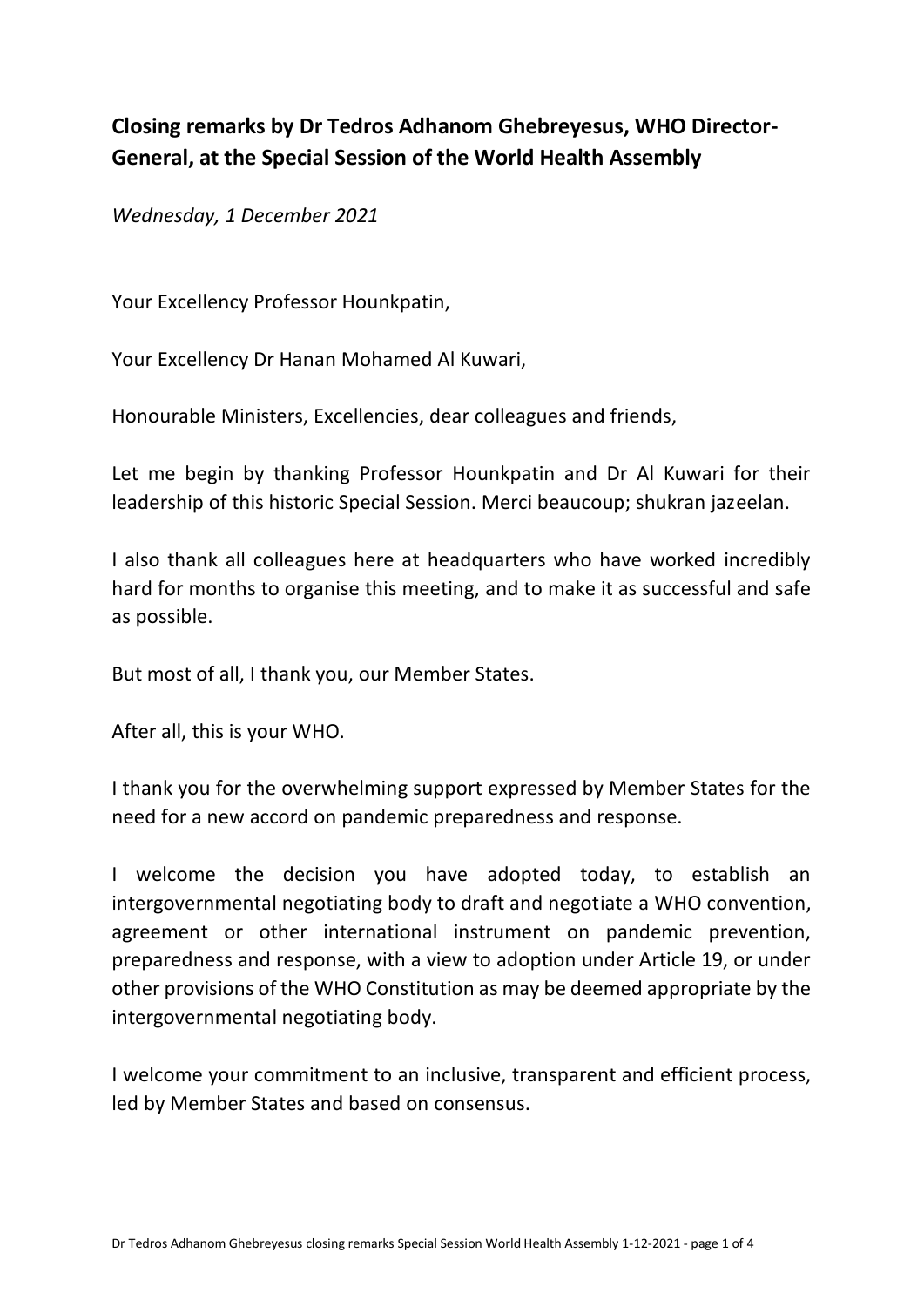# Closing remarks by Dr Tedros Adhanom Ghebreyesus, WHO Director-General, at the Special Session of the World Health Assembly

*Wednesday, 1 December 2021*

Your Excellency Professor Hounkpatin,

Your Excellency Dr Hanan Mohamed Al Kuwari,

Honourable Ministers, Excellencies, dear colleagues and friends,

Let me begin by thanking Professor Hounkpatin and Dr Al Kuwari for their leadership of this historic Special Session. Merci beaucoup; shukran jazeelan.

I also thank all colleagues here at headquarters who have worked incredibly hard for months to organise this meeting, and to make it as successful and safe as possible.

But most of all, I thank you, our Member States.

After all, this is your WHO.

I thank you for the overwhelming support expressed by Member States for the need for a new accord on pandemic preparedness and response.

I welcome the decision you have adopted today, to establish an intergovernmental negotiating body to draft and negotiate a WHO convention, agreement or other international instrument on pandemic prevention, preparedness and response, with a view to adoption under Article 19, or under other provisions of the WHO Constitution as may be deemed appropriate by the intergovernmental negotiating body.

I welcome your commitment to an inclusive, transparent and efficient process, led by Member States and based on consensus.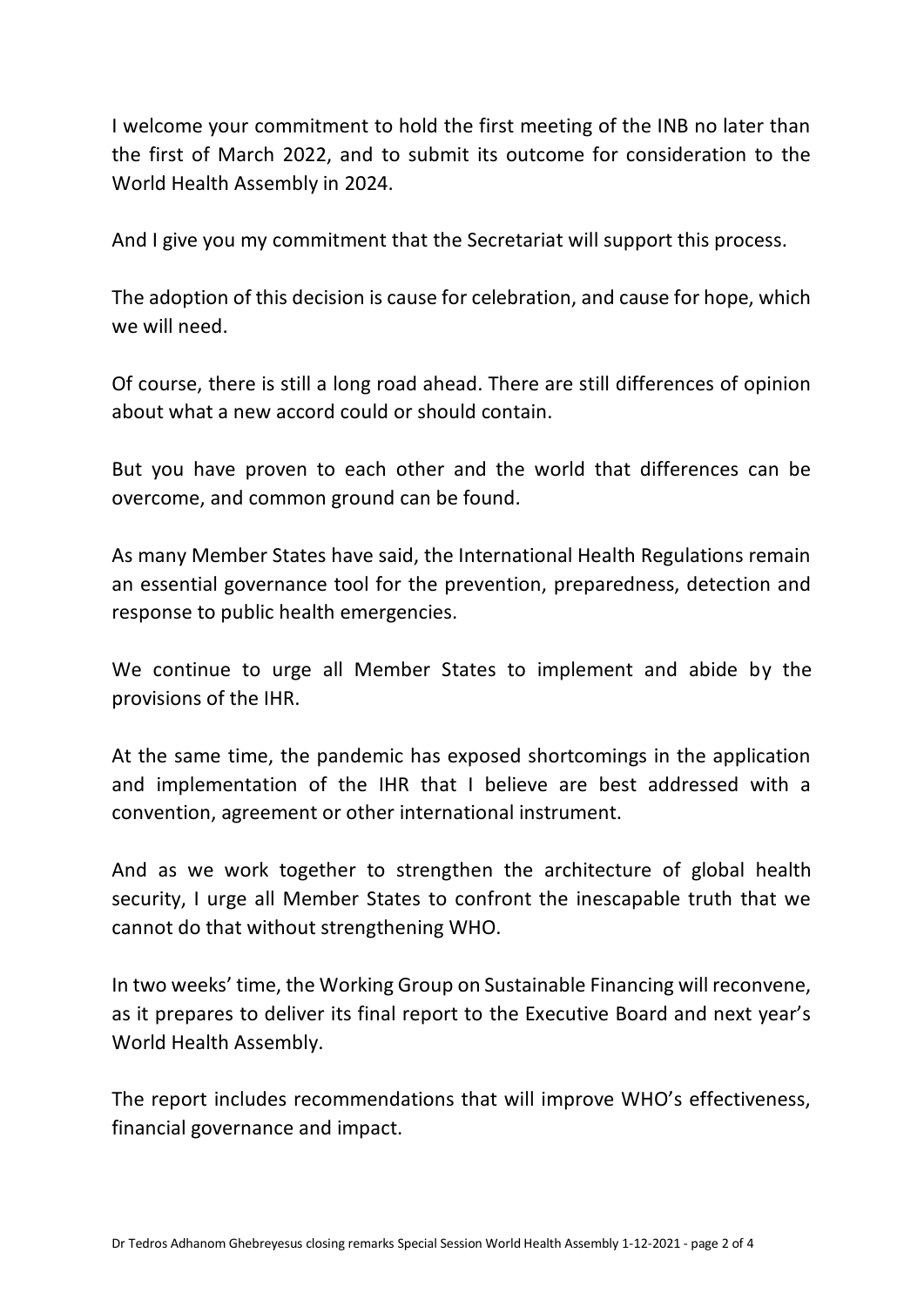I welcome your commitment to hold the first meeting of the INB no later than the first of March 2022, and to submit its outcome for consideration to the World Health Assembly in 2024.

And I give you my commitment that the Secretariat will support this process.

The adoption of this decision is cause for celebration, and cause for hope, which we will need.

Of course, there is still a long road ahead. There are still differences of opinion about what a new accord could or should contain.

But you have proven to each other and the world that differences can be overcome, and common ground can be found.

As many Member States have said, the International Health Regulations remain an essential governance tool for the prevention, preparedness, detection and response to public health emergencies.

We continue to urge all Member States to implement and abide by the provisions of the IHR.

At the same time, the pandemic has exposed shortcomings in the application and implementation of the IHR that I believe are best addressed with a convention, agreement or other international instrument.

And as we work together to strengthen the architecture of global health security, I urge all Member States to confront the inescapable truth that we cannot do that without strengthening WHO.

In two weeks' time, the Working Group on Sustainable Financing will reconvene, as it prepares to deliver its final report to the Executive Board and next year's World Health Assembly.

The report includes recommendations that will improve WHO's effectiveness, financial governance and impact.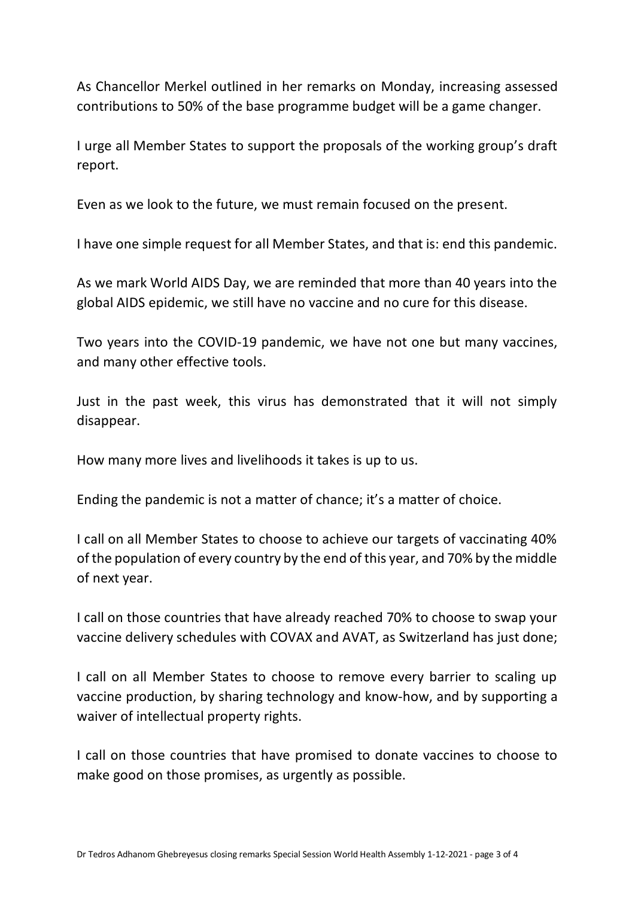As Chancellor Merkel outlined in her remarks on Monday, increasing assessed contributions to 50% of the base programme budget will be a game changer.

I urge all Member States to support the proposals of the working group's draft report.

Even as we look to the future, we must remain focused on the present.

I have one simple request for all Member States, and that is: end this pandemic.

As we mark World AIDS Day, we are reminded that more than 40 years into the global AIDS epidemic, we still have no vaccine and no cure for this disease.

Two years into the COVID-19 pandemic, we have not one but many vaccines, and many other effective tools.

Just in the past week, this virus has demonstrated that it will not simply disappear.

How many more lives and livelihoods it takes is up to us.

Ending the pandemic is not a matter of chance; it's a matter of choice.

I call on all Member States to choose to achieve our targets of vaccinating 40% of the population of every country by the end of this year, and 70% by the middle of next year.

I call on those countries that have already reached 70% to choose to swap your vaccine delivery schedules with COVAX and AVAT, as Switzerland has just done;

I call on all Member States to choose to remove every barrier to scaling up vaccine production, by sharing technology and know-how, and by supporting a waiver of intellectual property rights.

I call on those countries that have promised to donate vaccines to choose to make good on those promises, as urgently as possible.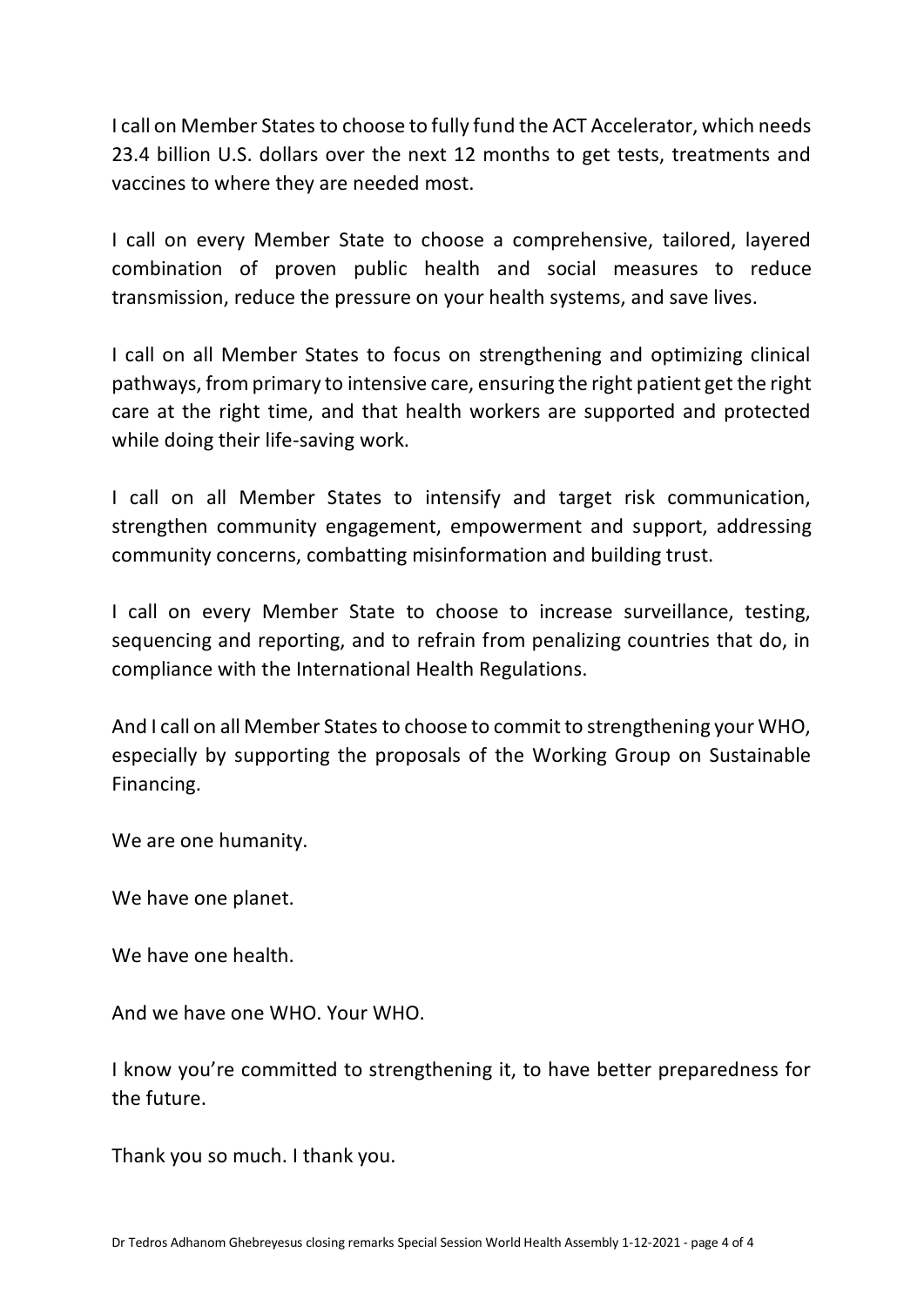I call on Member States to choose to fully fund the ACT Accelerator, which needs 23.4 billion U.S. dollars over the next 12 months to get tests, treatments and vaccines to where they are needed most.

I call on every Member State to choose a comprehensive, tailored, layered combination of proven public health and social measures to reduce transmission, reduce the pressure on your health systems, and save lives.

I call on all Member States to focus on strengthening and optimizing clinical pathways, from primary to intensive care, ensuring the right patient get the right care at the right time, and that health workers are supported and protected while doing their life-saving work.

I call on all Member States to intensify and target risk communication, strengthen community engagement, empowerment and support, addressing community concerns, combatting misinformation and building trust.

I call on every Member State to choose to increase surveillance, testing, sequencing and reporting, and to refrain from penalizing countries that do, in compliance with the International Health Regulations.

And I call on all Member States to choose to commit to strengthening your WHO, especially by supporting the proposals of the Working Group on Sustainable Financing.

We are one humanity.

We have one planet.

We have one health.

And we have one WHO. Your WHO.

I know you're committed to strengthening it, to have better preparedness for the future.

Thank you so much. I thank you.